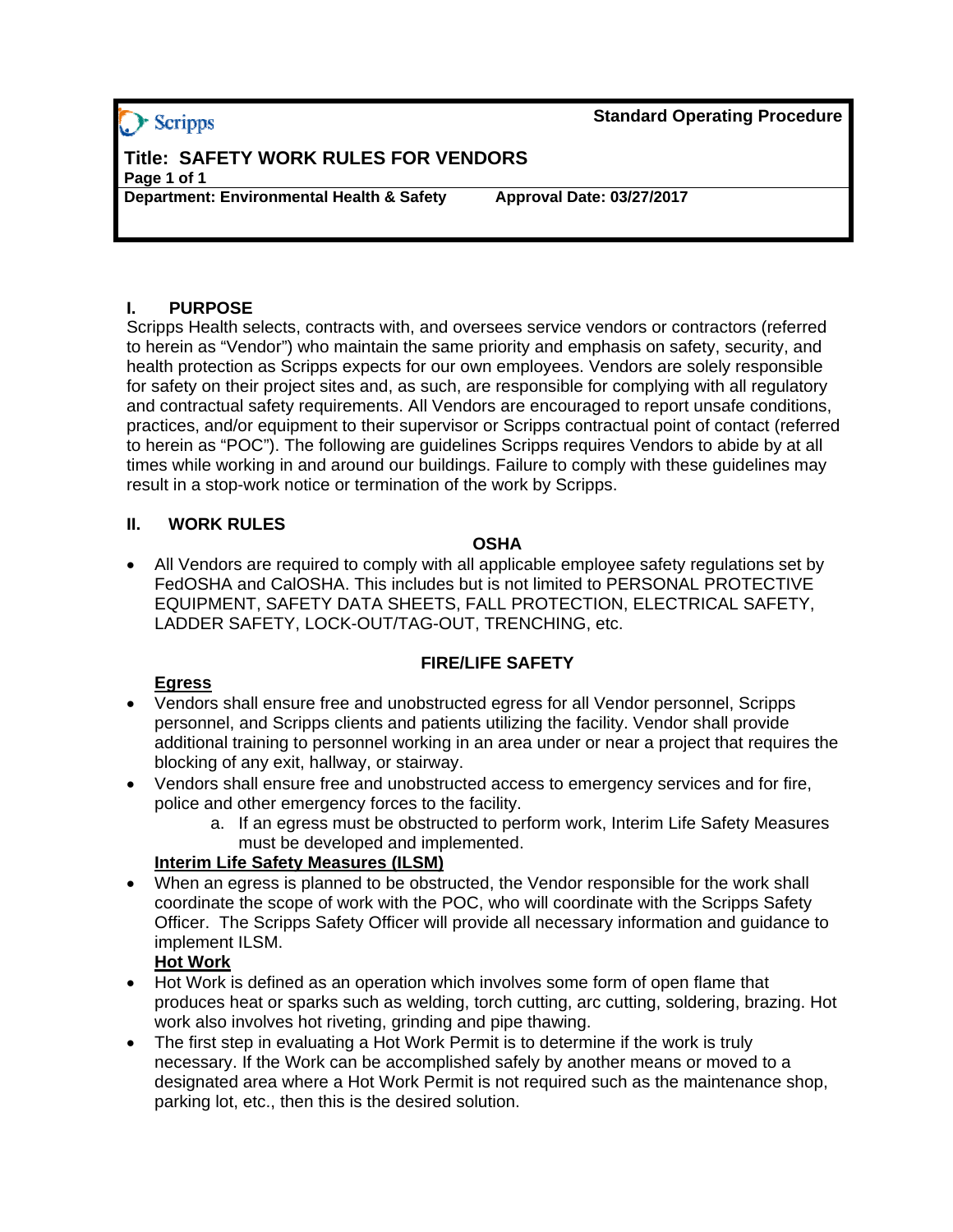Scripps

**Standard Operating Procedure**

# Title: SAFETY WORK RULES FOR VENDORS

**Page 1 of 1**

**Department: Environmental Health & Safety** **Approval Date: 03/27/2017**

## I. PURPOSE

Scripps Health selects, contracts with, and oversees service vendors or contractors (referred to herein as "Vendor") who maintain the same priority and emphasis on safety, security, and health protection as Scripps expects for our own employees. Vendors are solely responsible for safety on their project sites and, as such, are responsible for complying with all regulatory and contractual safety requirements. All Vendors are encouraged to report unsafe conditions, practices, and/or equipment to their supervisor or Scripps contractual point of contact (referred to herein as "POC"). The following are guidelines Scripps requires Vendors to abide by at all times while working in and around our buildings. Failure to comply with these guidelines may result in a stop-work notice or termination of the work by Scripps.

## II. WORK RULES

### OSHA

- All Vendors are required to comply with all applicable employee safety regulations set by FedOSHA and CalOSHA. This includes but is not limited to PERSONAL PROTECTIVE EQUIPMENT, SAFETY DATA SHEETS, FALL PROTECTION, ELECTRICAL SAFETY, LADDER SAFETY, LOCK-OUT/TAG-OUT, TRENCHING, etc.

### FIRE/LIFE SAFETY

**Egress**

- Vendors shall ensure free and unobstructed egress for all Vendor personnel, Scripps personnel, and Scripps clients and patients utilizing the facility. Vendor shall provide additional training to personnel working in an area under or near a project that requires the blocking of any exit, hallway, or stairway.
- Vendors shall ensure free and unobstructed access to emergency services and for fire, police and other emergency forces to the facility.
    a. If an egress must be obstructed to perform work, Interim Life Safety Measures must be developed and implemented.

**Interim Life Safety Measures (ILSM)**

- When an egress is planned to be obstructed, the Vendor responsible for the work shall coordinate the scope of work with the POC, who will coordinate with the Scripps Safety Officer. The Scripps Safety Officer will provide all necessary information and guidance to implement ILSM.

**Hot Work**

- Hot Work is defined as an operation which involves some form of open flame that produces heat or sparks such as welding, torch cutting, arc cutting, soldering, brazing. Hot work also involves hot riveting, grinding and pipe thawing.
- The first step in evaluating a Hot Work Permit is to determine if the work is truly necessary. If the Work can be accomplished safely by another means or moved to a designated area where a Hot Work Permit is not required such as the maintenance shop, parking lot, etc., then this is the desired solution.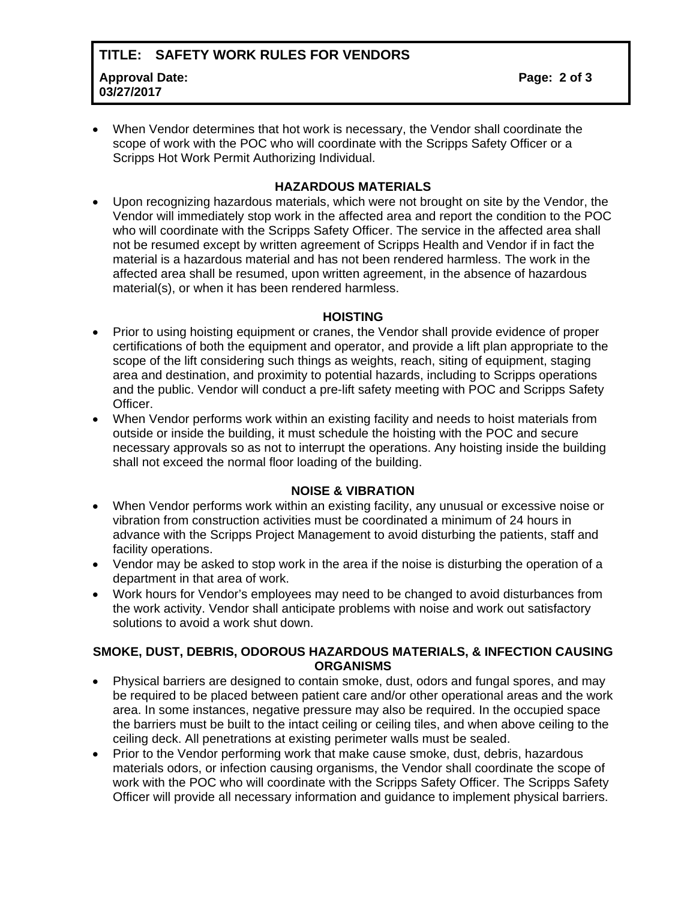- When Vendor determines that hot work is necessary, the Vendor shall coordinate the scope of work with the POC who will coordinate with the Scripps Safety Officer or a Scripps Hot Work Permit Authorizing Individual.

## HAZARDOUS MATERIALS

- Upon recognizing hazardous materials, which were not brought on site by the Vendor, the Vendor will immediately stop work in the affected area and report the condition to the POC who will coordinate with the Scripps Safety Officer. The service in the affected area shall not be resumed except by written agreement of Scripps Health and Vendor if in fact the material is a hazardous material and has not been rendered harmless. The work in the affected area shall be resumed, upon written agreement, in the absence of hazardous material(s), or when it has been rendered harmless.

## HOISTING

- Prior to using hoisting equipment or cranes, the Vendor shall provide evidence of proper certifications of both the equipment and operator, and provide a lift plan appropriate to the scope of the lift considering such things as weights, reach, siting of equipment, staging area and destination, and proximity to potential hazards, including to Scripps operations and the public. Vendor will conduct a pre-lift safety meeting with POC and Scripps Safety Officer.
- When Vendor performs work within an existing facility and needs to hoist materials from outside or inside the building, it must schedule the hoisting with the POC and secure necessary approvals so as not to interrupt the operations. Any hoisting inside the building shall not exceed the normal floor loading of the building.

## NOISE & VIBRATION

- When Vendor performs work within an existing facility, any unusual or excessive noise or vibration from construction activities must be coordinated a minimum of 24 hours in advance with the Scripps Project Management to avoid disturbing the patients, staff and facility operations.
- Vendor may be asked to stop work in the area if the noise is disturbing the operation of a department in that area of work.
- Work hours for Vendor's employees may need to be changed to avoid disturbances from the work activity. Vendor shall anticipate problems with noise and work out satisfactory solutions to avoid a work shut down.

## SMOKE, DUST, DEBRIS, ODOROUS HAZARDOUS MATERIALS, & INFECTION CAUSING ORGANISMS

- Physical barriers are designed to contain smoke, dust, odors and fungal spores, and may be required to be placed between patient care and/or other operational areas and the work area. In some instances, negative pressure may also be required. In the occupied space the barriers must be built to the intact ceiling or ceiling tiles, and when above ceiling to the ceiling deck. All penetrations at existing perimeter walls must be sealed.
- Prior to the Vendor performing work that make cause smoke, dust, debris, hazardous materials odors, or infection causing organisms, the Vendor shall coordinate the scope of work with the POC who will coordinate with the Scripps Safety Officer. The Scripps Safety Officer will provide all necessary information and guidance to implement physical barriers.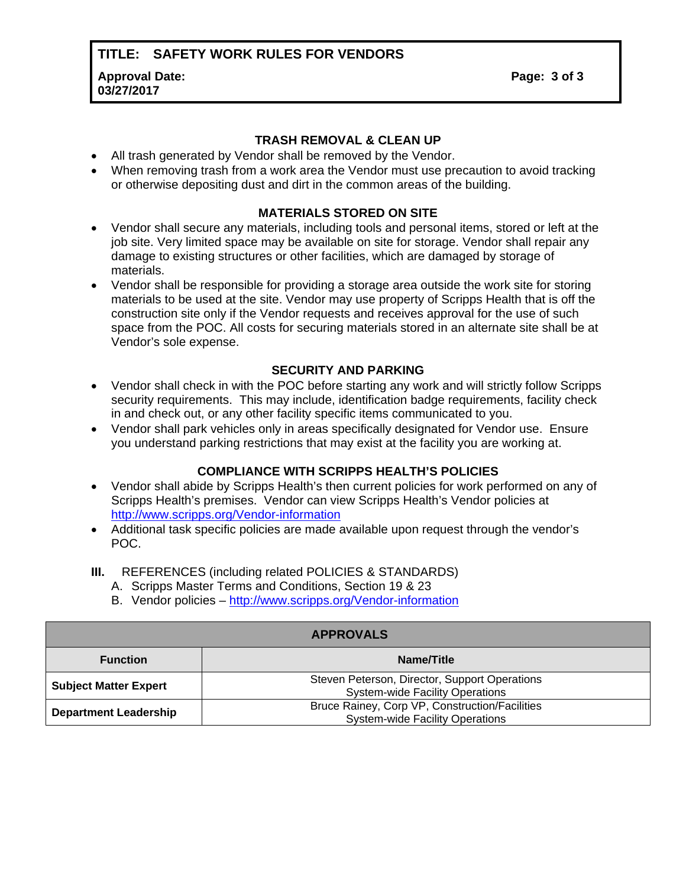### TRASH REMOVAL & CLEAN UP

- All trash generated by Vendor shall be removed by the Vendor.
- When removing trash from a work area the Vendor must use precaution to avoid tracking or otherwise depositing dust and dirt in the common areas of the building.

### MATERIALS STORED ON SITE

- Vendor shall secure any materials, including tools and personal items, stored or left at the job site. Very limited space may be available on site for storage. Vendor shall repair any damage to existing structures or other facilities, which are damaged by storage of materials.
- Vendor shall be responsible for providing a storage area outside the work site for storing materials to be used at the site. Vendor may use property of Scripps Health that is off the construction site only if the Vendor requests and receives approval for the use of such space from the POC. All costs for securing materials stored in an alternate site shall be at Vendor's sole expense.

### SECURITY AND PARKING

- Vendor shall check in with the POC before starting any work and will strictly follow Scripps security requirements. This may include, identification badge requirements, facility check in and check out, or any other facility specific items communicated to you.
- Vendor shall park vehicles only in areas specifically designated for Vendor use. Ensure you understand parking restrictions that may exist at the facility you are working at.

### COMPLIANCE WITH SCRIPPS HEALTH'S POLICIES

- Vendor shall abide by Scripps Health's then current policies for work performed on any of Scripps Health's premises. Vendor can view Scripps Health's Vendor policies at http://www.scripps.org/Vendor-information
- Additional task specific policies are made available upon request through the vendor's POC.

**III.** REFERENCES (including related POLICIES & STANDARDS)

A. Scripps Master Terms and Conditions, Section 19 & 23
B. Vendor policies – http://www.scripps.org/Vendor-information

| APPROVALS | |
|---|---|
| **Function** | **Name/Title** |
| **Subject Matter Expert** | Steven Peterson, Director, Support Operations<br>System-wide Facility Operations |
| **Department Leadership** | Bruce Rainey, Corp VP, Construction/Facilities<br>System-wide Facility Operations |